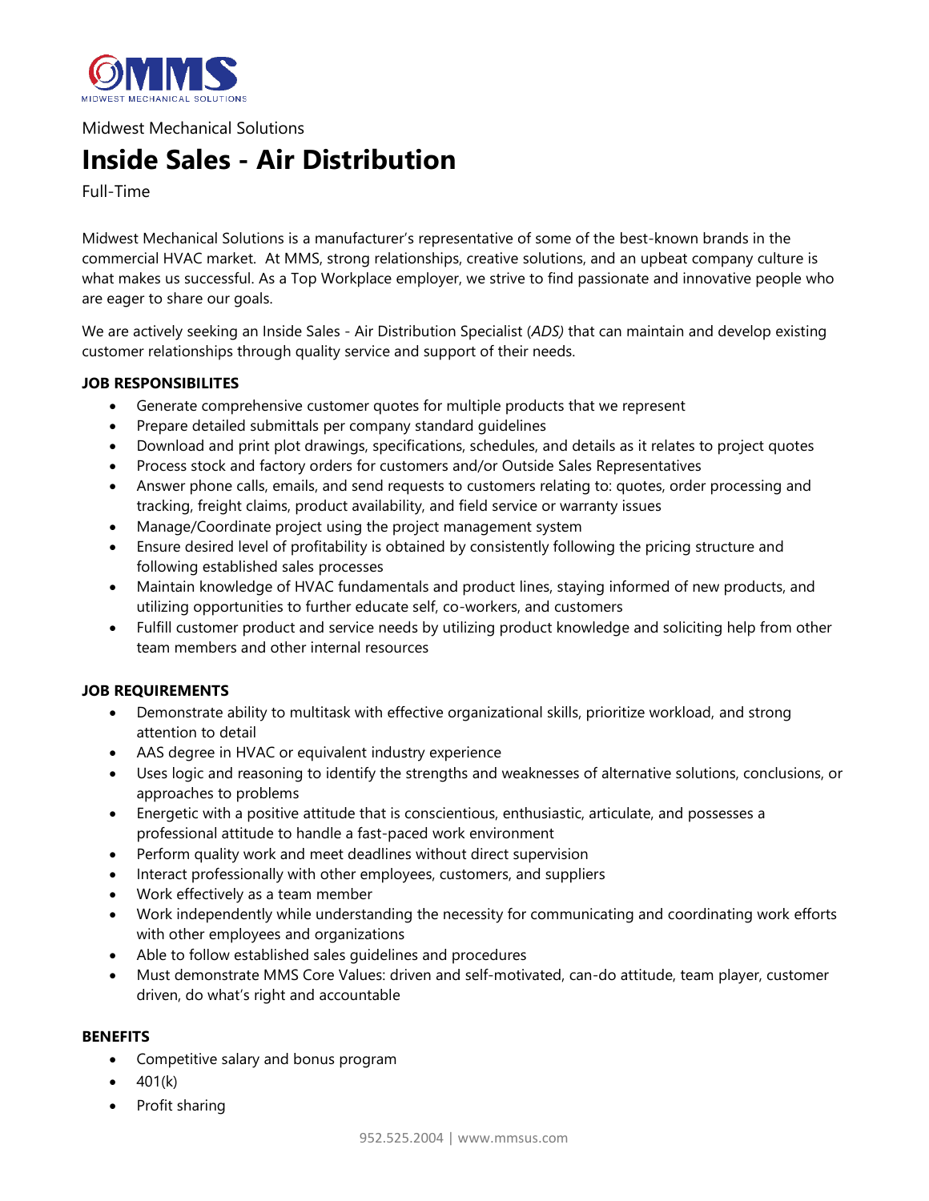Midwest Mechanical Solutions

# Inside Sales - Air Distribution

Full-Time

Midwest Mechanical Solutions is a manufacturer's representative of some of the best-known brands in the commercial HVAC market. At MMS, strong relationships, creative solutions, and an upbeat company culture is what makes us successful. As a Top Workplace employer, we strive to find passionate and innovative people who are eager to share our goals.

We are actively seeking an Inside Sales - Air Distribution Specialist (*ADS)* that can maintain and develop existing customer relationships through quality service and support of their needs.

**JOB RESPONSIBILITES**

- Generate comprehensive customer quotes for multiple products that we represent
- Prepare detailed submittals per company standard guidelines
- Download and print plot drawings, specifications, schedules, and details as it relates to project quotes
- Process stock and factory orders for customers and/or Outside Sales Representatives
- Answer phone calls, emails, and send requests to customers relating to: quotes, order processing and tracking, freight claims, product availability, and field service or warranty issues
- Manage/Coordinate project using the project management system
- Ensure desired level of profitability is obtained by consistently following the pricing structure and following established sales processes
- Maintain knowledge of HVAC fundamentals and product lines, staying informed of new products, and utilizing opportunities to further educate self, co-workers, and customers
- Fulfill customer product and service needs by utilizing product knowledge and soliciting help from other team members and other internal resources

**JOB REQUIREMENTS**

- Demonstrate ability to multitask with effective organizational skills, prioritize workload, and strong attention to detail
- AAS degree in HVAC or equivalent industry experience
- Uses logic and reasoning to identify the strengths and weaknesses of alternative solutions, conclusions, or approaches to problems
- Energetic with a positive attitude that is conscientious, enthusiastic, articulate, and possesses a professional attitude to handle a fast-paced work environment
- Perform quality work and meet deadlines without direct supervision
- Interact professionally with other employees, customers, and suppliers
- Work effectively as a team member
- Work independently while understanding the necessity for communicating and coordinating work efforts with other employees and organizations
- Able to follow established sales guidelines and procedures
- Must demonstrate MMS Core Values: driven and self-motivated, can-do attitude, team player, customer driven, do what's right and accountable

**BENEFITS**

- Competitive salary and bonus program
- 401(k)
- Profit sharing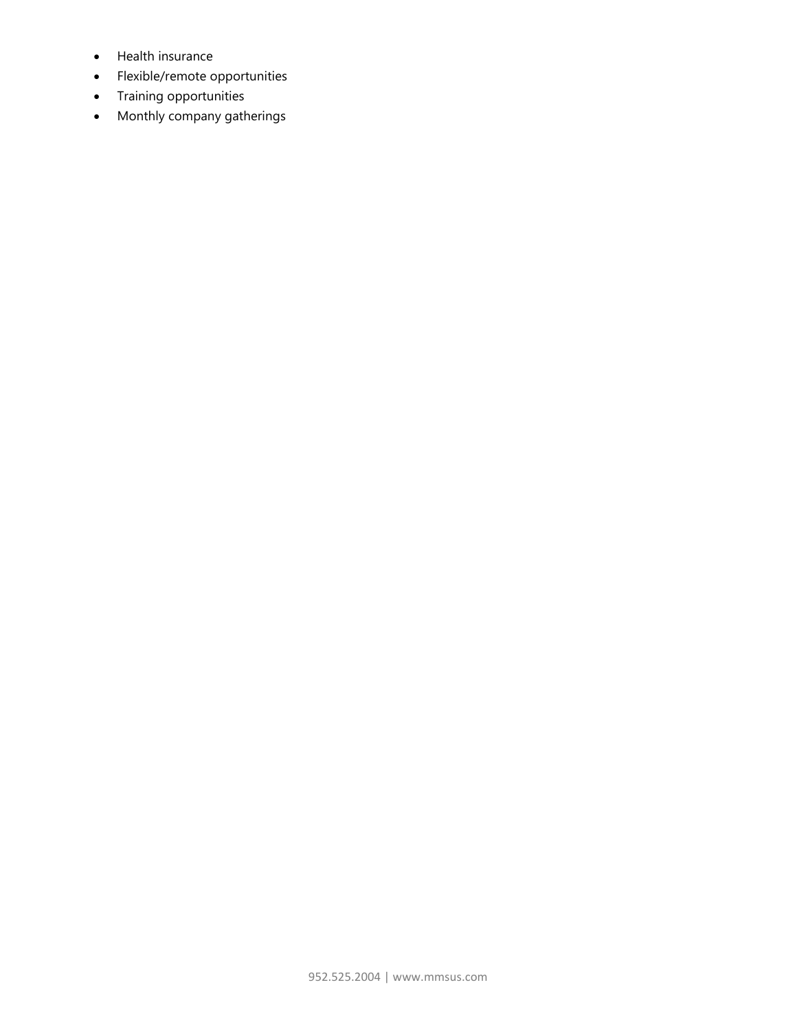- Health insurance
- Flexible/remote opportunities
- Training opportunities
- Monthly company gatherings